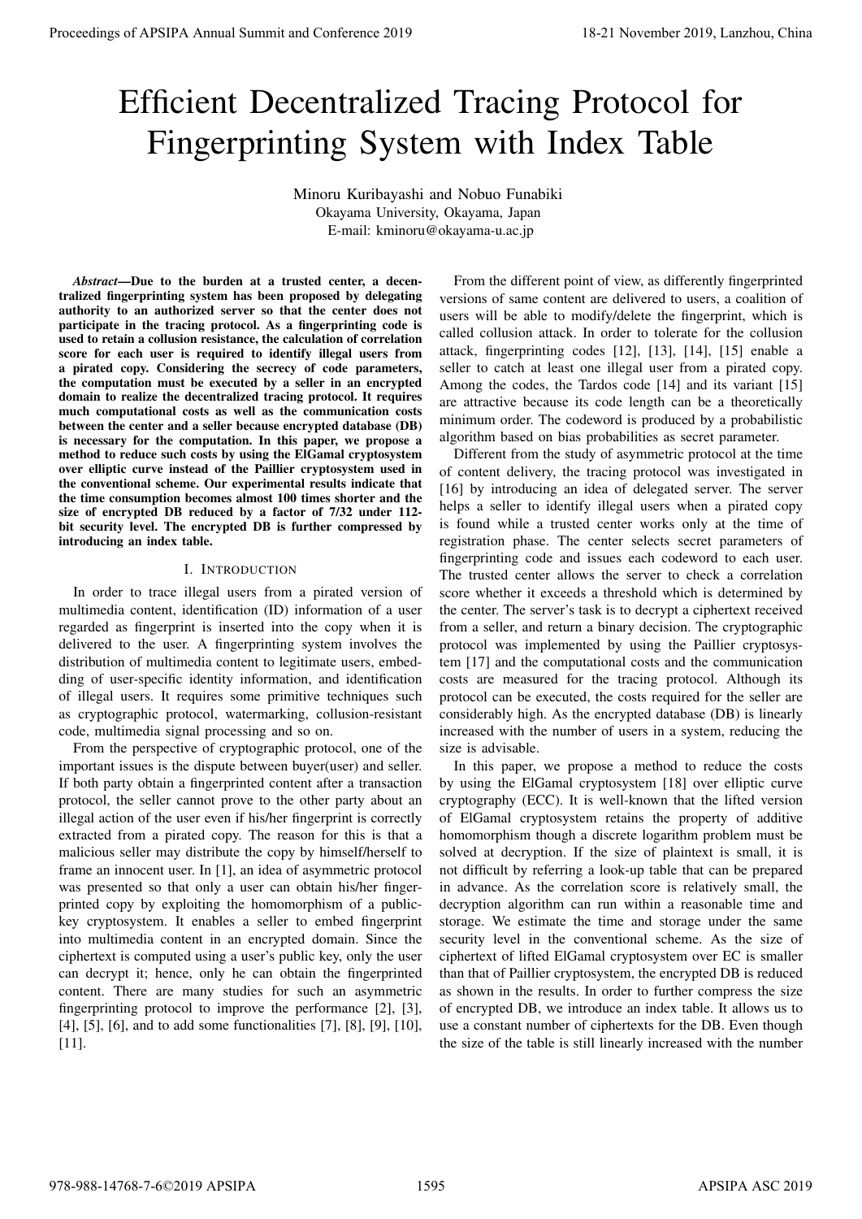# Efficient Decentralized Tracing Protocol for Fingerprinting System with Index Table

Minoru Kuribayashi and Nobuo Funabiki
Okayama University, Okayama, Japan
E-mail: kminoru@okayama-u.ac.jp

***Abstract*—Due to the burden at a trusted center, a decentralized fingerprinting system has been proposed by delegating authority to an authorized server so that the center does not participate in the tracing protocol. As a fingerprinting code is used to retain a collusion resistance, the calculation of correlation score for each user is required to identify illegal users from a pirated copy. Considering the secrecy of code parameters, the computation must be executed by a seller in an encrypted domain to realize the decentralized tracing protocol. It requires much computational costs as well as the communication costs between the center and a seller because encrypted database (DB) is necessary for the computation. In this paper, we propose a method to reduce such costs by using the ElGamal cryptosystem over elliptic curve instead of the Paillier cryptosystem used in the conventional scheme. Our experimental results indicate that the time consumption becomes almost 100 times shorter and the size of encrypted DB reduced by a factor of 7/32 under 112-bit security level. The encrypted DB is further compressed by introducing an index table.**

## I. Introduction

In order to trace illegal users from a pirated version of multimedia content, identification (ID) information of a user regarded as fingerprint is inserted into the copy when it is delivered to the user. A fingerprinting system involves the distribution of multimedia content to legitimate users, embedding of user-specific identity information, and identification of illegal users. It requires some primitive techniques such as cryptographic protocol, watermarking, collusion-resistant code, multimedia signal processing and so on.

From the perspective of cryptographic protocol, one of the important issues is the dispute between buyer(user) and seller. If both party obtain a fingerprinted content after a transaction protocol, the seller cannot prove to the other party about an illegal action of the user even if his/her fingerprint is correctly extracted from a pirated copy. The reason for this is that a malicious seller may distribute the copy by himself/herself to frame an innocent user. In [1], an idea of asymmetric protocol was presented so that only a user can obtain his/her fingerprinted copy by exploiting the homomorphism of a public-key cryptosystem. It enables a seller to embed fingerprint into multimedia content in an encrypted domain. Since the ciphertext is computed using a user's public key, only the user can decrypt it; hence, only he can obtain the fingerprinted content. There are many studies for such an asymmetric fingerprinting protocol to improve the performance [2], [3], [4], [5], [6], and to add some functionalities [7], [8], [9], [10], [11].

From the different point of view, as differently fingerprinted versions of same content are delivered to users, a coalition of users will be able to modify/delete the fingerprint, which is called collusion attack. In order to tolerate for the collusion attack, fingerprinting codes [12], [13], [14], [15] enable a seller to catch at least one illegal user from a pirated copy. Among the codes, the Tardos code [14] and its variant [15] are attractive because its code length can be a theoretically minimum order. The codeword is produced by a probabilistic algorithm based on bias probabilities as secret parameter.

Different from the study of asymmetric protocol at the time of content delivery, the tracing protocol was investigated in [16] by introducing an idea of delegated server. The server helps a seller to identify illegal users when a pirated copy is found while a trusted center works only at the time of registration phase. The center selects secret parameters of fingerprinting code and issues each codeword to each user. The trusted center allows the server to check a correlation score whether it exceeds a threshold which is determined by the center. The server's task is to decrypt a ciphertext received from a seller, and return a binary decision. The cryptographic protocol was implemented by using the Paillier cryptosystem [17] and the computational costs and the communication costs are measured for the tracing protocol. Although its protocol can be executed, the costs required for the seller are considerably high. As the encrypted database (DB) is linearly increased with the number of users in a system, reducing the size is advisable.

In this paper, we propose a method to reduce the costs by using the ElGamal cryptosystem [18] over elliptic curve cryptography (ECC). It is well-known that the lifted version of ElGamal cryptosystem retains the property of additive homomorphism though a discrete logarithm problem must be solved at decryption. If the size of plaintext is small, it is not difficult by referring a look-up table that can be prepared in advance. As the correlation score is relatively small, the decryption algorithm can run within a reasonable time and storage. We estimate the time and storage under the same security level in the conventional scheme. As the size of ciphertext of lifted ElGamal cryptosystem over EC is smaller than that of Paillier cryptosystem, the encrypted DB is reduced as shown in the results. In order to further compress the size of encrypted DB, we introduce an index table. It allows us to use a constant number of ciphertexts for the DB. Even though the size of the table is still linearly increased with the number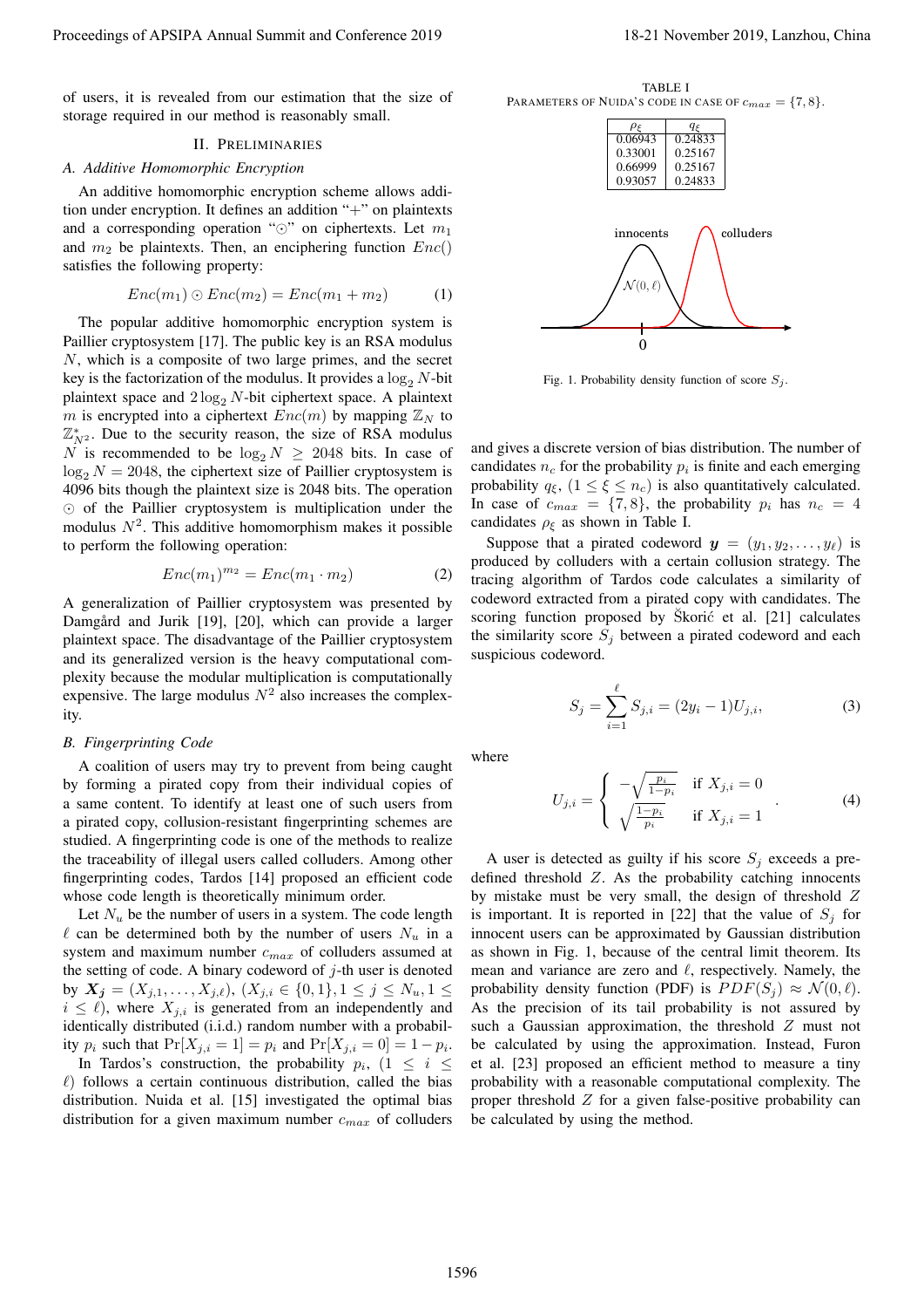of users, it is revealed from our estimation that the size of storage required in our method is reasonably small.

## II. Preliminaries

### A. Additive Homomorphic Encryption

An additive homomorphic encryption scheme allows addition under encryption. It defines an addition "+" on plaintexts and a corresponding operation "$\odot$" on ciphertexts. Let $m_1$ and $m_2$ be plaintexts. Then, an enciphering function $Enc()$ satisfies the following property:

$$Enc(m_1) \odot Enc(m_2) = Enc(m_1 + m_2) \tag{1}$$

The popular additive homomorphic encryption system is Paillier cryptosystem [17]. The public key is an RSA modulus $N$, which is a composite of two large primes, and the secret key is the factorization of the modulus. It provides a $\log_2 N$-bit plaintext space and $2\log_2 N$-bit ciphertext space. A plaintext $m$ is encrypted into a ciphertext $Enc(m)$ by mapping $\mathbb{Z}_N$ to $\mathbb{Z}^*_{N^2}$. Due to the security reason, the size of RSA modulus $N$ is recommended to be $\log_2 N \geq 2048$ bits. In case of $\log_2 N = 2048$, the ciphertext size of Paillier cryptosystem is 4096 bits though the plaintext size is 2048 bits. The operation $\odot$ of the Paillier cryptosystem is multiplication under the modulus $N^2$. This additive homomorphism makes it possible to perform the following operation:

$$Enc(m_1)^{m_2} = Enc(m_1 \cdot m_2) \tag{2}$$

A generalization of Paillier cryptosystem was presented by Damgård and Jurik [19], [20], which can provide a larger plaintext space. The disadvantage of the Paillier cryptosystem and its generalized version is the heavy computational complexity because the modular multiplication is computationally expensive. The large modulus $N^2$ also increases the complexity.

### B. Fingerprinting Code

A coalition of users may try to prevent from being caught by forming a pirated copy from their individual copies of a same content. To identify at least one of such users from a pirated copy, collusion-resistant fingerprinting schemes are studied. A fingerprinting code is one of the methods to realize the traceability of illegal users called colluders. Among other fingerprinting codes, Tardos [14] proposed an efficient code whose code length is theoretically minimum order.

Let $N_u$ be the number of users in a system. The code length $\ell$ can be determined both by the number of users $N_u$ in a system and maximum number $c_{max}$ of colluders assumed at the setting of code. A binary codeword of $j$-th user is denoted by $\boldsymbol{X_j} = (X_{j,1}, \dots, X_{j,\ell})$, $(X_{j,i} \in \{0,1\}, 1 \leq j \leq N_u, 1 \leq i \leq \ell)$, where $X_{j,i}$ is generated from an independently and identically distributed (i.i.d.) random number with a probability $p_i$ such that $\Pr[X_{j,i} = 1] = p_i$ and $\Pr[X_{j,i} = 0] = 1 - p_i$.

In Tardos's construction, the probability $p_i$, $(1 \leq i \leq \ell)$ follows a certain continuous distribution, called the bias distribution. Nuida et al. [15] investigated the optimal bias distribution for a given maximum number $c_{max}$ of colluders and gives a discrete version of bias distribution. The number of candidates $n_c$ for the probability $p_i$ is finite and each emerging probability $q_\xi$, $(1 \leq \xi \leq n_c)$ is also quantitatively calculated. In case of $c_{max} = \{7, 8\}$, the probability $p_i$ has $n_c = 4$ candidates $\rho_\xi$ as shown in Table I.

TABLE I
Parameters of Nuida's code in case of $c_{max} = \{7, 8\}$.

| $\rho_\xi$ | $q_\xi$ |
|---|---|
| 0.06943 | 0.24833 |
| 0.33001 | 0.25167 |
| 0.66999 | 0.25167 |
| 0.93057 | 0.24833 |

Fig. 1. Probability density function of score $S_j$.

Suppose that a pirated codeword $\boldsymbol{y} = (y_1, y_2, \dots, y_\ell)$ is produced by colluders with a certain collusion strategy. The tracing algorithm of Tardos code calculates a similarity of codeword extracted from a pirated copy with candidates. The scoring function proposed by Škorić et al. [21] calculates the similarity score $S_j$ between a pirated codeword and each suspicious codeword.

$$S_j = \sum_{i=1}^{\ell} S_{j,i} = (2y_i - 1)U_{j,i}, \tag{3}$$

where

$$U_{j,i} = \begin{cases} -\sqrt{\frac{p_i}{1-p_i}} & \text{if } X_{j,i} = 0 \\ \sqrt{\frac{1-p_i}{p_i}} & \text{if } X_{j,i} = 1 \end{cases}. \tag{4}$$

A user is detected as guilty if his score $S_j$ exceeds a predefined threshold $Z$. As the probability catching innocents by mistake must be very small, the design of threshold $Z$ is important. It is reported in [22] that the value of $S_j$ for innocent users can be approximated by Gaussian distribution as shown in Fig. 1, because of the central limit theorem. Its mean and variance are zero and $\ell$, respectively. Namely, the probability density function (PDF) is $PDF(S_j) \approx \mathcal{N}(0, \ell)$. As the precision of its tail probability is not assured by such a Gaussian approximation, the threshold $Z$ must not be calculated by using the approximation. Instead, Furon et al. [23] proposed an efficient method to measure a tiny probability with a reasonable computational complexity. The proper threshold $Z$ for a given false-positive probability can be calculated by using the method.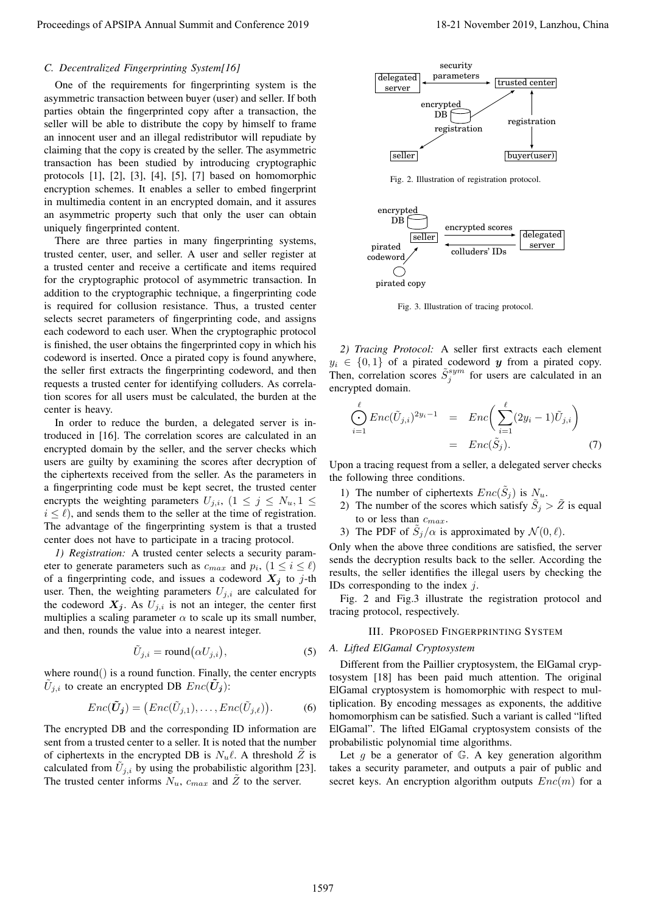### C. Decentralized Fingerprinting System[16]

One of the requirements for fingerprinting system is the asymmetric transaction between buyer (user) and seller. If both parties obtain the fingerprinted copy after a transaction, the seller will be able to distribute the copy by himself to frame an innocent user and an illegal redistributor will repudiate by claiming that the copy is created by the seller. The asymmetric transaction has been studied by introducing cryptographic protocols [1], [2], [3], [4], [5], [7] based on homomorphic encryption schemes. It enables a seller to embed fingerprint in multimedia content in an encrypted domain, and it assures an asymmetric property such that only the user can obtain uniquely fingerprinted content.

There are three parties in many fingerprinting systems, trusted center, user, and seller. A user and seller register at a trusted center and receive a certificate and items required for the cryptographic protocol of asymmetric transaction. In addition to the cryptographic technique, a fingerprinting code is required for collusion resistance. Thus, a trusted center selects secret parameters of fingerprinting code, and assigns each codeword to each user. When the cryptographic protocol is finished, the user obtains the fingerprinted copy in which his codeword is inserted. Once a pirated copy is found anywhere, the seller first extracts the fingerprinting codeword, and then requests a trusted center for identifying colluders. As correlation scores for all users must be calculated, the burden at the center is heavy.

In order to reduce the burden, a delegated server is introduced in [16]. The correlation scores are calculated in an encrypted domain by the seller, and the server checks which users are guilty by examining the scores after decryption of the ciphertexts received from the seller. As the parameters in a fingerprinting code must be kept secret, the trusted center encrypts the weighting parameters $U_{j,i}$, $(1 \leq j \leq N_u, 1 \leq i \leq \ell)$, and sends them to the seller at the time of registration. The advantage of the fingerprinting system is that a trusted center does not have to participate in a tracing protocol.

*1) Registration:* A trusted center selects a security parameter to generate parameters such as $c_{max}$ and $p_i$, $(1 \leq i \leq \ell)$ of a fingerprinting code, and issues a codeword $\boldsymbol{X_j}$ to $j$-th user. Then, the weighting parameters $U_{j,i}$ are calculated for the codeword $\boldsymbol{X_j}$. As $U_{j,i}$ is not an integer, the center first multiplies a scaling parameter $\alpha$ to scale up its small number, and then, rounds the value into a nearest integer.

$$\tilde{U}_{j,i} = \text{round}\big(\alpha U_{j,i}\big), \tag{5}$$

where round() is a round function. Finally, the center encrypts $\tilde{U}_{j,i}$ to create an encrypted DB $Enc(\tilde{\boldsymbol{U}}_{\boldsymbol{j}})$:

$$Enc(\tilde{\boldsymbol{U}}_{\boldsymbol{j}}) = \big(Enc(\tilde{U}_{j,1}), \dots, Enc(\tilde{U}_{j,\ell})\big). \tag{6}$$

The encrypted DB and the corresponding ID information are sent from a trusted center to a seller. It is noted that the number of ciphertexts in the encrypted DB is $N_u\ell$. A threshold $\tilde{Z}$ is calculated from $\tilde{U}_{j,i}$ by using the probabilistic algorithm [23]. The trusted center informs $N_u$, $c_{max}$ and $\tilde{Z}$ to the server.

security parameters
delegated server
trusted center
encrypted DB
registration
registration
seller
buyer(user)

Fig. 2. Illustration of registration protocol.

encrypted DB
seller
encrypted scores
delegated server
colluders' IDs
pirated codeword
pirated copy

Fig. 3. Illustration of tracing protocol.

*2) Tracing Protocol:* A seller first extracts each element $y_i \in \{0, 1\}$ of a pirated codeword $\boldsymbol{y}$ from a pirated copy. Then, correlation scores $\tilde{S}_j^{sym}$ for users are calculated in an encrypted domain.

$$\begin{aligned} \bigodot_{i=1}^{\ell} Enc(\tilde{U}_{j,i})^{2y_i-1} &= Enc\bigg(\sum_{i=1}^{\ell}(2y_i-1)\tilde{U}_{j,i}\bigg) \\ &= Enc(\tilde{S}_j). \end{aligned} \tag{7}$$

Upon a tracing request from a seller, a delegated server checks the following three conditions.

1) The number of ciphertexts $Enc(\tilde{S}_j)$ is $N_u$.
2) The number of the scores which satisfy $\tilde{S}_j > \tilde{Z}$ is equal to or less than $c_{max}$.
3) The PDF of $\tilde{S}_j/\alpha$ is approximated by $\mathcal{N}(0, \ell)$.

Only when the above three conditions are satisfied, the server sends the decryption results back to the seller. According the results, the seller identifies the illegal users by checking the IDs corresponding to the index $j$.

Fig. 2 and Fig.3 illustrate the registration protocol and tracing protocol, respectively.

## III. Proposed Fingerprinting System

### A. Lifted ElGamal Cryptosystem

Different from the Paillier cryptosystem, the ElGamal cryptosystem [18] has been paid much attention. The original ElGamal cryptosystem is homomorphic with respect to multiplication. By encoding messages as exponents, the additive homomorphism can be satisfied. Such a variant is called "lifted ElGamal". The lifted ElGamal cryptosystem consists of the probabilistic polynomial time algorithms.

Let $g$ be a generator of $\mathbb{G}$. A key generation algorithm takes a security parameter, and outputs a pair of public and secret keys. An encryption algorithm outputs $Enc(m)$ for a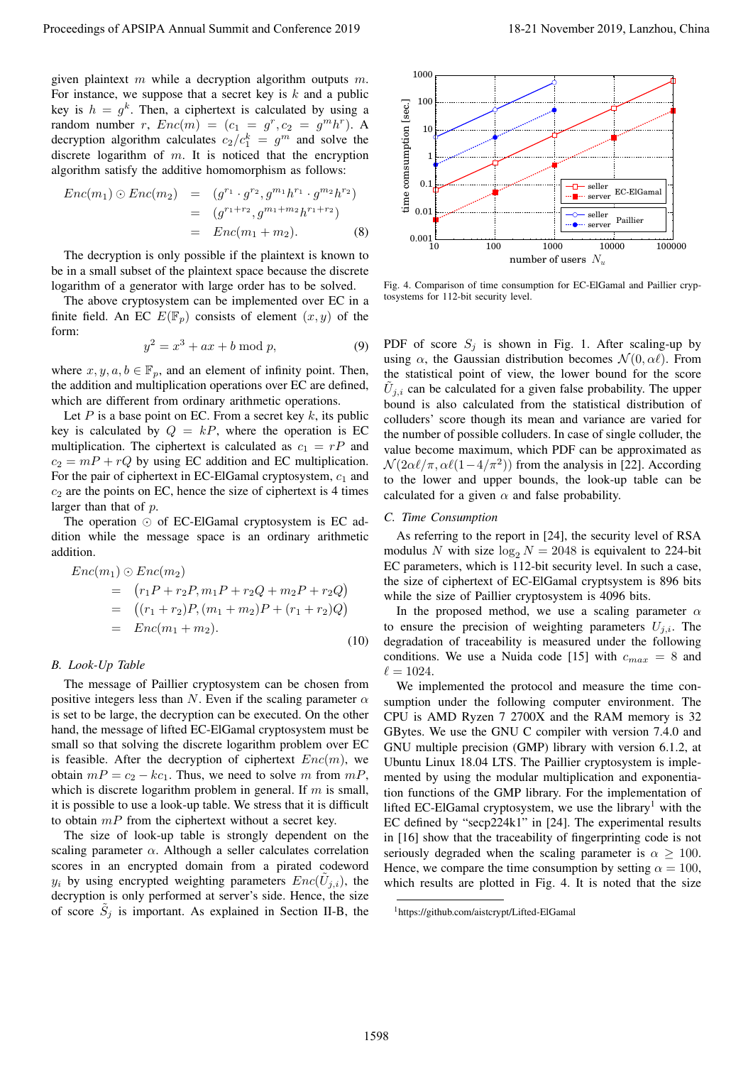given plaintext $m$ while a decryption algorithm outputs $m$. For instance, we suppose that a secret key is $k$ and a public key is $h = g^k$. Then, a ciphertext is calculated by using a random number $r$, $Enc(m) = (c_1 = g^r, c_2 = g^m h^r)$. A decryption algorithm calculates $c_2/c_1^k = g^m$ and solve the discrete logarithm of $m$. It is noticed that the encryption algorithm satisfy the additive homomorphism as follows:

$$\begin{aligned} Enc(m_1) \odot Enc(m_2) &= (g^{r_1} \cdot g^{r_2}, g^{m_1}h^{r_1} \cdot g^{m_2}h^{r_2}) \\ &= (g^{r_1+r_2}, g^{m_1+m_2}h^{r_1+r_2}) \\ &= Enc(m_1 + m_2). \end{aligned} \tag{8}$$

The decryption is only possible if the plaintext is known to be in a small subset of the plaintext space because the discrete logarithm of a generator with large order has to be solved.

The above cryptosystem can be implemented over EC in a finite field. An EC $E(\mathbb{F}_p)$ consists of element $(x, y)$ of the form:

$$y^2 = x^3 + ax + b \bmod p, \tag{9}$$

where $x, y, a, b \in \mathbb{F}_p$, and an element of infinity point. Then, the addition and multiplication operations over EC are defined, which are different from ordinary arithmetic operations.

Let $P$ is a base point on EC. From a secret key $k$, its public key is calculated by $Q = kP$, where the operation is EC multiplication. The ciphertext is calculated as $c_1 = rP$ and $c_2 = mP + rQ$ by using EC addition and EC multiplication. For the pair of ciphertext in EC-ElGamal cryptosystem, $c_1$ and $c_2$ are the points on EC, hence the size of ciphertext is 4 times larger than that of $p$.

The operation $\odot$ of EC-ElGamal cryptosystem is EC addition while the message space is an ordinary arithmetic addition.

$$\begin{aligned} &Enc(m_1) \odot Enc(m_2) \\ &\quad = (r_1P + r_2P, m_1P + r_1Q + m_2P + r_2Q) \\ &\quad = ((r_1 + r_2)P, (m_1 + m_2)P + (r_1 + r_2)Q) \\ &\quad = Enc(m_1 + m_2). \end{aligned} \tag{10}$$

### B. Look-Up Table

The message of Paillier cryptosystem can be chosen from positive integers less than $N$. Even if the scaling parameter $\alpha$ is set to be large, the decryption can be executed. On the other hand, the message of lifted EC-ElGamal cryptosystem must be small so that solving the discrete logarithm problem over EC is feasible. After the decryption of ciphertext $Enc(m)$, we obtain $mP = c_2 - kc_1$. Thus, we need to solve $m$ from $mP$, which is discrete logarithm problem in general. If $m$ is small, it is possible to use a look-up table. We stress that it is difficult to obtain $mP$ from the ciphertext without a secret key.

The size of look-up table is strongly dependent on the scaling parameter $\alpha$. Although a seller calculates correlation scores in an encrypted domain from a pirated codeword $y_i$ by using encrypted weighting parameters $Enc(\tilde{U}_{j,i})$, the decryption is only performed at server's side. Hence, the size of score $\tilde{S}_j$ is important. As explained in Section II-B, the PDF of score $S_j$ is shown in Fig. 1. After scaling-up by using $\alpha$, the Gaussian distribution becomes $\mathcal{N}(0, \alpha\ell)$. From the statistical point of view, the lower bound for the score $\tilde{U}_{j,i}$ can be calculated for a given false probability. The upper bound is also calculated from the statistical distribution of colluders' score though its mean and variance are varied for the number of possible colluders. In case of single colluder, the value become maximum, which PDF can be approximated as $\mathcal{N}(2\alpha\ell/\pi, \alpha\ell(1-4/\pi^2))$ from the analysis in [22]. According to the lower and upper bounds, the look-up table can be calculated for a given $\alpha$ and false probability.

Fig. 4. Comparison of time consumption for EC-ElGamal and Paillier cryptosystems for 112-bit security level.

### C. Time Consumption

As referring to the report in [24], the security level of RSA modulus $N$ with size $\log_2 N = 2048$ is equivalent to 224-bit EC parameters, which is 112-bit security level. In such a case, the size of ciphertext of EC-ElGamal cryptsystem is 896 bits while the size of Paillier cryptosystem is 4096 bits.

In the proposed method, we use a scaling parameter $\alpha$ to ensure the precision of weighting parameters $U_{j,i}$. The degradation of traceability is measured under the following conditions. We use a Nuida code [15] with $c_{max} = 8$ and $\ell = 1024$.

We implemented the protocol and measure the time consumption under the following computer environment. The CPU is AMD Ryzen 7 2700X and the RAM memory is 32 GBytes. We use the GNU C compiler with version 7.4.0 and GNU multiple precision (GMP) library with version 6.1.2, at Ubuntu Linux 18.04 LTS. The Paillier cryptosystem is implemented by using the modular multiplication and exponentiation functions of the GMP library. For the implementation of lifted EC-ElGamal cryptosystem, we use the library[1] with the EC defined by "secp224k1" in [24]. The experimental results in [16] show that the traceability of fingerprinting code is not seriously degraded when the scaling parameter is $\alpha \geq 100$. Hence, we compare the time consumption by setting $\alpha = 100$, which results are plotted in Fig. 4. It is noted that the size

[1] https://github.com/aistcrypt/Lifted-ElGamal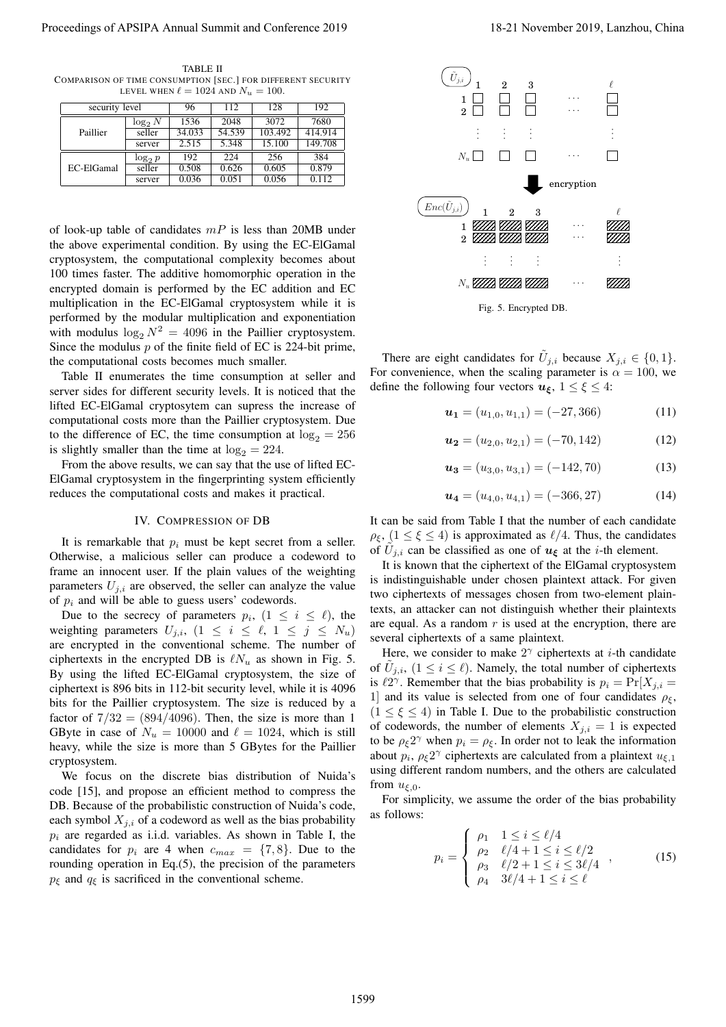TABLE II
COMPARISON OF TIME CONSUMPTION [SEC.] FOR DIFFERENT SECURITY LEVEL WHEN $\ell = 1024$ AND $N_u = 100$.

| security level | | 96 | 112 | 128 | 192 |
|---|---|---|---|---|---|
| Paillier | $\log_2 N$ | 1536 | 2048 | 3072 | 7680 |
| | seller | 34.033 | 54.539 | 103.492 | 414.914 |
| | server | 2.515 | 5.348 | 15.100 | 149.708 |
| EC-ElGamal | $\log_2 p$ | 192 | 224 | 256 | 384 |
| | seller | 0.508 | 0.626 | 0.605 | 0.879 |
| | server | 0.036 | 0.051 | 0.056 | 0.112 |

of look-up table of candidates $mP$ is less than 20MB under the above experimental condition. By using the EC-ElGamal cryptosystem, the computational complexity becomes about 100 times faster. The additive homomorphic operation in the encrypted domain is performed by the EC addition and EC multiplication in the EC-ElGamal cryptosystem while it is performed by the modular multiplication and exponentiation with modulus $\log_2 N^2 = 4096$ in the Paillier cryptosystem. Since the modulus $p$ of the finite field of EC is 224-bit prime, the computational costs becomes much smaller.

Table II enumerates the time consumption at seller and server sides for different security levels. It is noticed that the lifted EC-ElGamal cryptosytem can supress the increase of computational costs more than the Paillier cryptosystem. Due to the difference of EC, the time consumption at $\log_2 = 256$ is slightly smaller than the time at $\log_2 = 224$.

From the above results, we can say that the use of lifted EC-ElGamal cryptosystem in the fingerprinting system efficiently reduces the computational costs and makes it practical.

## IV. Compression of DB

It is remarkable that $p_i$ must be kept secret from a seller. Otherwise, a malicious seller can produce a codeword to frame an innocent user. If the plain values of the weighting parameters $U_{j,i}$ are observed, the seller can analyze the value of $p_i$ and will be able to guess users' codewords.

Due to the secrecy of parameters $p_i$, $(1 \leq i \leq \ell)$, the weighting parameters $U_{j,i}$, $(1 \leq i \leq \ell, 1 \leq j \leq N_u)$ are encrypted in the conventional scheme. The number of ciphertexts in the encrypted DB is $\ell N_u$ as shown in Fig. 5. By using the lifted EC-ElGamal cryptosystem, the size of ciphertext is 896 bits in 112-bit security level, while it is 4096 bits for the Paillier cryptosystem. The size is reduced by a factor of $7/32 = (894/4096)$. Then, the size is more than 1 GByte in case of $N_u = 10000$ and $\ell = 1024$, which is still heavy, while the size is more than 5 GBytes for the Paillier cryptosystem.

We focus on the discrete bias distribution of Nuida's code [15], and propose an efficient method to compress the DB. Because of the probabilistic construction of Nuida's code, each symbol $X_{j,i}$ of a codeword as well as the bias probability $p_i$ are regarded as i.i.d. variables. As shown in Table I, the candidates for $p_i$ are 4 when $c_{max} = \{7, 8\}$. Due to the rounding operation in Eq.(5), the precision of the parameters $p_\xi$ and $q_\xi$ is sacrificed in the conventional scheme.

Fig. 5. Encrypted DB.

There are eight candidates for $\tilde{U}_{j,i}$ because $X_{j,i} \in \{0, 1\}$. For convenience, when the scaling parameter is $\alpha = 100$, we define the following four vectors $\boldsymbol{u_\xi}$, $1 \leq \xi \leq 4$:

$$\boldsymbol{u_1} = (u_{1,0}, u_{1,1}) = (-27, 366) \tag{11}$$

$$\boldsymbol{u_2} = (u_{2,0}, u_{2,1}) = (-70, 142) \tag{12}$$

$$\boldsymbol{u_3} = (u_{3,0}, u_{3,1}) = (-142, 70) \tag{13}$$

$$\boldsymbol{u_4} = (u_{4,0}, u_{4,1}) = (-366, 27) \tag{14}$$

It can be said from Table I that the number of each candidate $\rho_\xi$, $(1 \leq \xi \leq 4)$ is approximated as $\ell/4$. Thus, the candidates of $\tilde{U}_{j,i}$ can be classified as one of $\boldsymbol{u_\xi}$ at the $i$-th element.

It is known that the ciphertext of the ElGamal cryptosystem is indistinguishable under chosen plaintext attack. For given two ciphertexts of messages chosen from two-element plaintexts, an attacker can not distinguish whether their plaintexts are equal. As a random $r$ is used at the encryption, there are several ciphertexts of a same plaintext.

Here, we consider to make $2^\gamma$ ciphertexts at $i$-th candidate of $\tilde{U}_{j,i}$, $(1 \leq i \leq \ell)$. Namely, the total number of ciphertexts is $\ell 2^\gamma$. Remember that the bias probability is $p_i = \Pr[X_{j,i} = 1]$ and its value is selected from one of four candidates $\rho_\xi$, $(1 \leq \xi \leq 4)$ in Table I. Due to the probabilistic construction of codewords, the number of elements $X_{j,i} = 1$ is expected to be $\rho_\xi 2^\gamma$ when $p_i = \rho_\xi$. In order not to leak the information about $p_i$, $\rho_\xi 2^\gamma$ ciphertexts are calculated from a plaintext $u_{\xi,1}$ using different random numbers, and the others are calculated from $u_{\xi,0}$.

For simplicity, we assume the order of the bias probability as follows:

$$p_i = \begin{cases} \rho_1 & 1 \leq i \leq \ell/4 \\ \rho_2 & \ell/4 + 1 \leq i \leq \ell/2 \\ \rho_3 & \ell/2 + 1 \leq i \leq 3\ell/4 \\ \rho_4 & 3\ell/4 + 1 \leq i \leq \ell \end{cases}, \tag{15}$$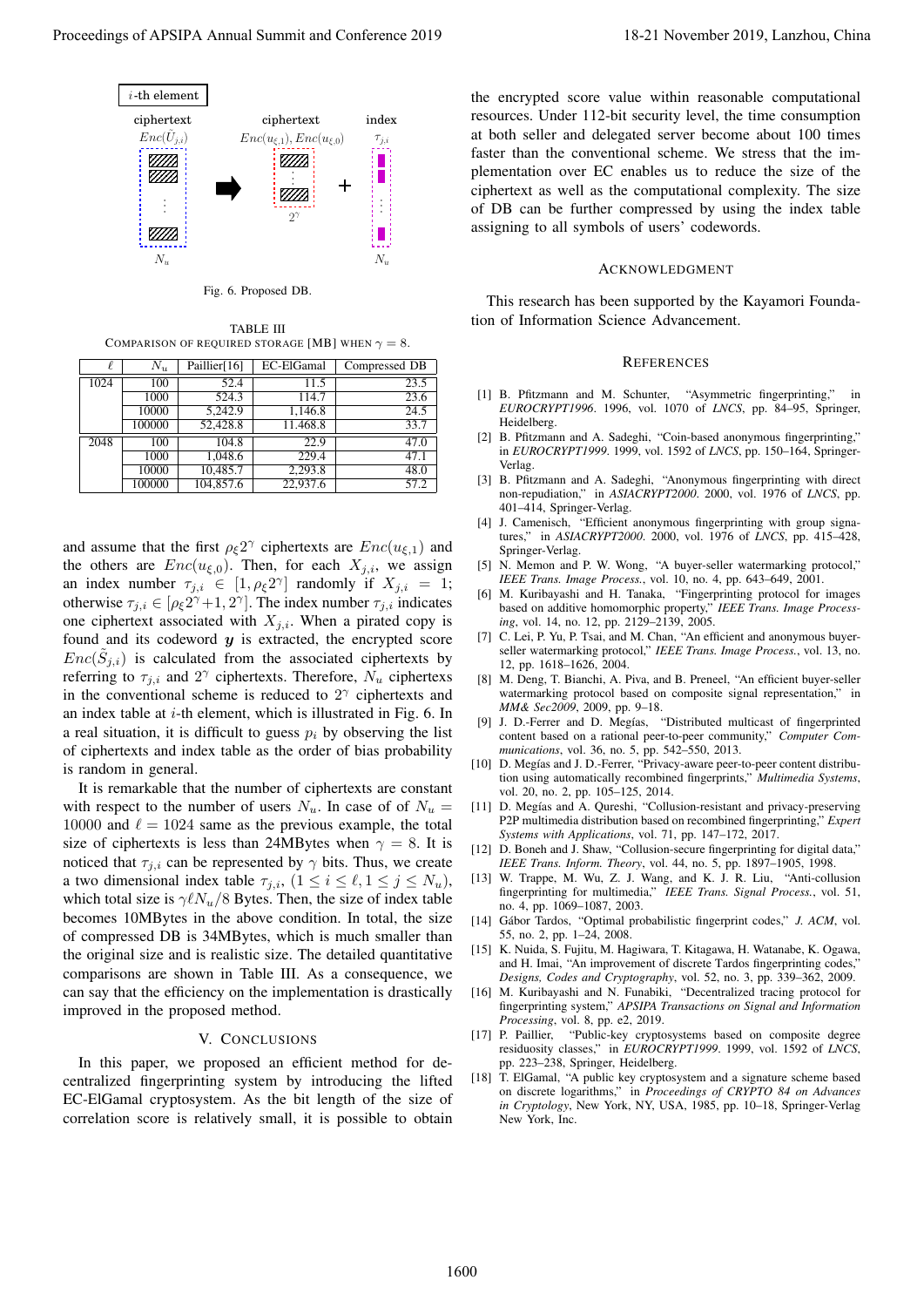Fig. 6. Proposed DB.

TABLE III
COMPARISON OF REQUIRED STORAGE [MB] WHEN $\gamma = 8$.

| $\ell$ | $N_u$ | Paillier[16] | EC-ElGamal | Compressed DB |
|---|---|---|---|---|
| 1024 | 100 | 52.4 | 11.5 | 23.5 |
| | 1000 | 524.3 | 114.7 | 23.6 |
| | 10000 | 5,242.9 | 1,146.8 | 24.5 |
| | 100000 | 52,428.8 | 11,468.8 | 33.7 |
| 2048 | 100 | 104.8 | 22.9 | 47.0 |
| | 1000 | 1,048.6 | 229.4 | 47.1 |
| | 10000 | 10,485.7 | 2,293.8 | 48.0 |
| | 100000 | 104,857.6 | 22,937.6 | 57.2 |

and assume that the first $\rho_\xi 2^\gamma$ ciphertexts are $Enc(u_{\xi,1})$ and the others are $Enc(u_{\xi,0})$. Then, for each $X_{j,i}$, we assign an index number $\tau_{j,i} \in [1, \rho_\xi 2^\gamma]$ randomly if $X_{j,i} = 1$; otherwise $\tau_{j,i} \in [\rho_\xi 2^\gamma + 1, 2^\gamma]$. The index number $\tau_{j,i}$ indicates one ciphertext associated with $X_{j,i}$. When a pirated copy is found and its codeword $\boldsymbol{y}$ is extracted, the encrypted score $Enc(\tilde{S}_{j,i})$ is calculated from the associated ciphertexts by referring to $\tau_{j,i}$ and $2^\gamma$ ciphertexts. Therefore, $N_u$ ciphertexs in the conventional scheme is reduced to $2^\gamma$ ciphertexts and an index table at $i$-th element, which is illustrated in Fig. 6. In a real situation, it is difficult to guess $p_i$ by observing the list of ciphertexts and index table as the order of bias probability is random in general.

It is remarkable that the number of ciphertexts are constant with respect to the number of users $N_u$. In case of of $N_u = 10000$ and $\ell = 1024$ same as the previous example, the total size of ciphertexts is less than 24MBytes when $\gamma = 8$. It is noticed that $\tau_{j,i}$ can be represented by $\gamma$ bits. Thus, we create a two dimensional index table $\tau_{j,i}$, $(1 \le i \le \ell, 1 \le j \le N_u)$, which total size is $\gamma \ell N_u / 8$ Bytes. Then, the size of index table becomes 10MBytes in the above condition. In total, the size of compressed DB is 34MBytes, which is much smaller than the original size and is realistic size. The detailed quantitative comparisons are shown in Table III. As a consequence, we can say that the efficiency on the implementation is drastically improved in the proposed method.

## V. Conclusions

In this paper, we proposed an efficient method for decentralized fingerprinting system by introducing the lifted EC-ElGamal cryptosystem. As the bit length of the size of correlation score is relatively small, it is possible to obtain the encrypted score value within reasonable computational resources. Under 112-bit security level, the time consumption at both seller and delegated server become about 100 times faster than the conventional scheme. We stress that the implementation over EC enables us to reduce the size of the ciphertext as well as the computational complexity. The size of DB can be further compressed by using the index table assigning to all symbols of users' codewords.

## Acknowledgment

This research has been supported by the Kayamori Foundation of Information Science Advancement.

## References

[1] B. Pfitzmann and M. Schunter, "Asymmetric fingerprinting," in *EUROCRYPT1996*. 1996, vol. 1070 of *LNCS*, pp. 84–95, Springer, Heidelberg.

[2] B. Pfitzmann and A. Sadeghi, "Coin-based anonymous fingerprinting," in *EUROCRYPT1999*. 1999, vol. 1592 of *LNCS*, pp. 150–164, Springer-Verlag.

[3] B. Pfitzmann and A. Sadeghi, "Anonymous fingerprinting with direct non-repudiation," in *ASIACRYPT2000*. 2000, vol. 1976 of *LNCS*, pp. 401–414, Springer-Verlag.

[4] J. Camenisch, "Efficient anonymous fingerprinting with group signatures," in *ASIACRYPT2000*. 2000, vol. 1976 of *LNCS*, pp. 415–428, Springer-Verlag.

[5] N. Memon and P. W. Wong, "A buyer-seller watermarking protocol," *IEEE Trans. Image Process.*, vol. 10, no. 4, pp. 643–649, 2001.

[6] M. Kuribayashi and H. Tanaka, "Fingerprinting protocol for images based on additive homomorphic property," *IEEE Trans. Image Processing*, vol. 14, no. 12, pp. 2129–2139, 2005.

[7] C. Lei, P. Yu, P. Tsai, and M. Chan, "An efficient and anonymous buyer-seller watermarking protocol," *IEEE Trans. Image Process.*, vol. 13, no. 12, pp. 1618–1626, 2004.

[8] M. Deng, T. Bianchi, A. Piva, and B. Preneel, "An efficient buyer-seller watermarking protocol based on composite signal representation," in *MM& Sec2009*, 2009, pp. 9–18.

[9] J. D.-Ferrer and D. Megías, "Distributed multicast of fingerprinted content based on a rational peer-to-peer community," *Computer Communications*, vol. 36, no. 5, pp. 542–550, 2013.

[10] D. Megías and J. D.-Ferrer, "Privacy-aware peer-to-peer content distribution using automatically recombined fingerprints," *Multimedia Systems*, vol. 20, no. 2, pp. 105–125, 2014.

[11] D. Megías and A. Qureshi, "Collusion-resistant and privacy-preserving P2P multimedia distribution based on recombined fingerprinting," *Expert Systems with Applications*, vol. 71, pp. 147–172, 2017.

[12] D. Boneh and J. Shaw, "Collusion-secure fingerprinting for digital data," *IEEE Trans. Inform. Theory*, vol. 44, no. 5, pp. 1897–1905, 1998.

[13] W. Trappe, M. Wu, Z. J. Wang, and K. J. R. Liu, "Anti-collusion fingerprinting for multimedia," *IEEE Trans. Signal Process.*, vol. 51, no. 4, pp. 1069–1087, 2003.

[14] Gábor Tardos, "Optimal probabilistic fingerprint codes," *J. ACM*, vol. 55, no. 2, pp. 1–24, 2008.

[15] K. Nuida, S. Fujitu, M. Hagiwara, T. Kitagawa, H. Watanabe, K. Ogawa, and H. Imai, "An improvement of discrete Tardos fingerprinting codes," *Designs, Codes and Cryptography*, vol. 52, no. 3, pp. 339–362, 2009.

[16] M. Kuribayashi and N. Funabiki, "Decentralized tracing protocol for fingerprinting system," *APSIPA Transactions on Signal and Information Processing*, vol. 8, pp. e2, 2019.

[17] P. Paillier, "Public-key cryptosystems based on composite degree residuosity classes," in *EUROCRYPT1999*. 1999, vol. 1592 of *LNCS*, pp. 223–238, Springer, Heidelberg.

[18] T. ElGamal, "A public key cryptosystem and a signature scheme based on discrete logarithms," in *Proceedings of CRYPTO 84 on Advances in Cryptology*, New York, NY, USA, 1985, pp. 10–18, Springer-Verlag New York, Inc.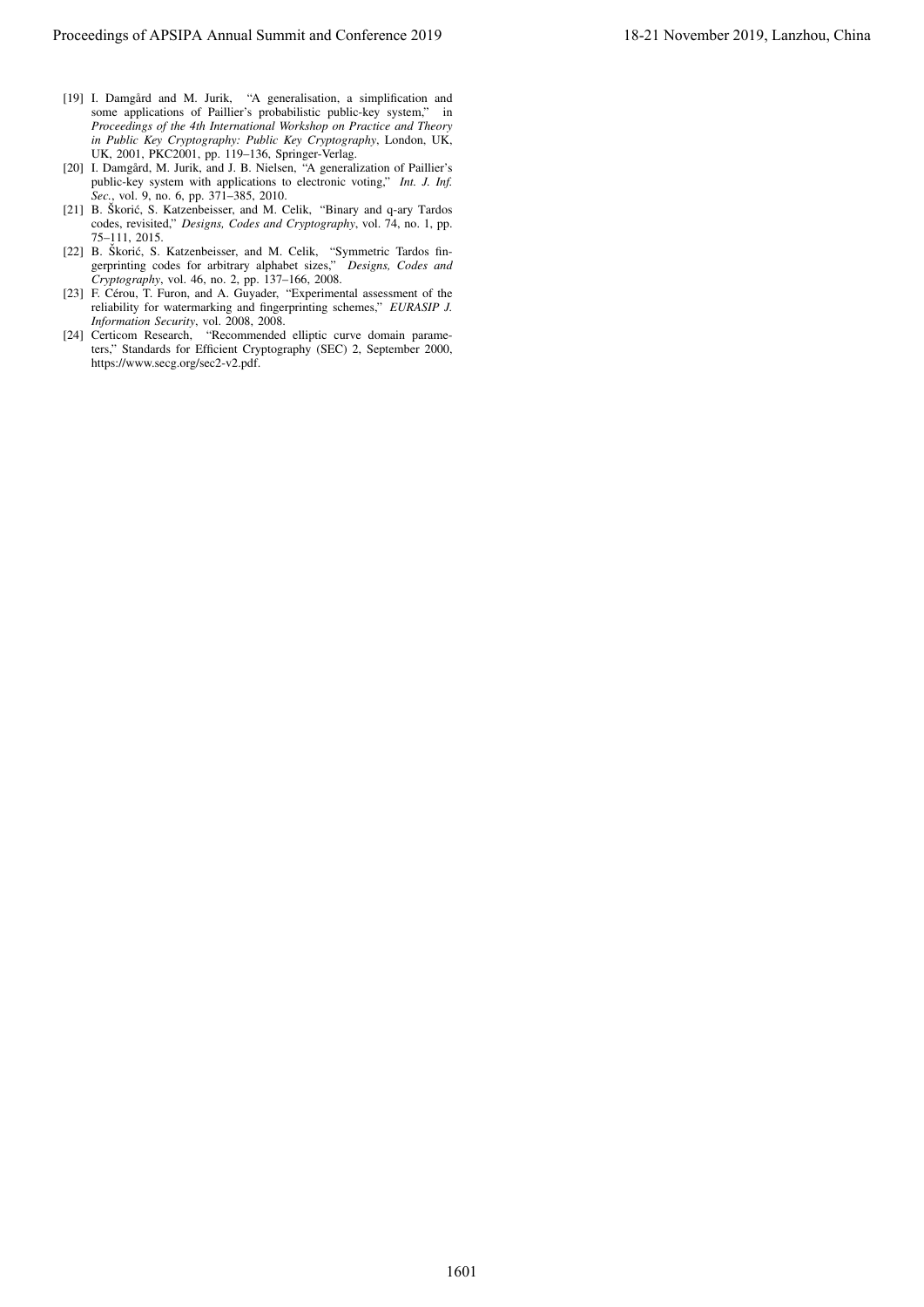[19] I. Damgård and M. Jurik, "A generalisation, a simplification and some applications of Paillier's probabilistic public-key system," in *Proceedings of the 4th International Workshop on Practice and Theory in Public Key Cryptography: Public Key Cryptography*, London, UK, UK, 2001, PKC2001, pp. 119–136, Springer-Verlag.

[20] I. Damgård, M. Jurik, and J. B. Nielsen, "A generalization of Paillier's public-key system with applications to electronic voting," *Int. J. Inf. Sec.*, vol. 9, no. 6, pp. 371–385, 2010.

[21] B. Škorić, S. Katzenbeisser, and M. Celik, "Binary and q-ary Tardos codes, revisited," *Designs, Codes and Cryptography*, vol. 74, no. 1, pp. 75–111, 2015.

[22] B. Škorić, S. Katzenbeisser, and M. Celik, "Symmetric Tardos fingerprinting codes for arbitrary alphabet sizes," *Designs, Codes and Cryptography*, vol. 46, no. 2, pp. 137–166, 2008.

[23] F. Cérou, T. Furon, and A. Guyader, "Experimental assessment of the reliability for watermarking and fingerprinting schemes," *EURASIP J. Information Security*, vol. 2008, 2008.

[24] Certicom Research, "Recommended elliptic curve domain parameters," Standards for Efficient Cryptography (SEC) 2, September 2000, https://www.secg.org/sec2-v2.pdf.